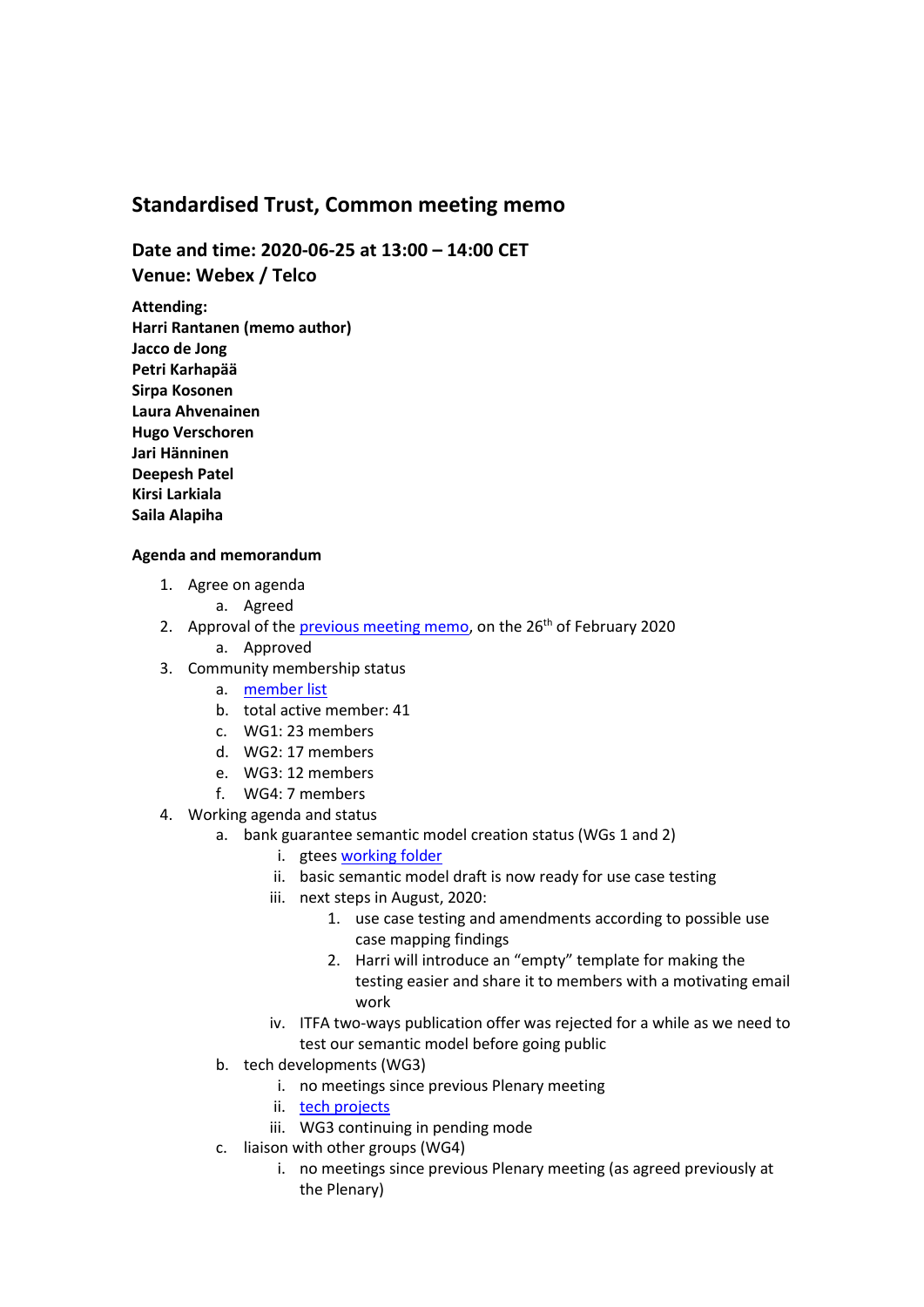## Standardised Trust, Common meeting memo

### Date and time: 2020-06-25 at 13:00 – 14:00 CET
### Venue: Webex / Telco

**Attending:**
**Harri Rantanen (memo author)**
**Jacco de Jong**
**Petri Karhapää**
**Sirpa Kosonen**
**Laura Ahvenainen**
**Hugo Verschoren**
**Jari Hänninen**
**Deepesh Patel**
**Kirsi Larkiala**
**Saila Alapiha**

**Agenda and memorandum**

1. Agree on agenda
    a. Agreed
2. Approval of the previous meeting memo, on the 26th of February 2020
    a. Approved
3. Community membership status
    a. member list
    b. total active member: 41
    c. WG1: 23 members
    d. WG2: 17 members
    e. WG3: 12 members
    f. WG4: 7 members
4. Working agenda and status
    a. bank guarantee semantic model creation status (WGs 1 and 2)
        i. gtees working folder
        ii. basic semantic model draft is now ready for use case testing
        iii. next steps in August, 2020:
            1. use case testing and amendments according to possible use case mapping findings
            2. Harri will introduce an "empty" template for making the testing easier and share it to members with a motivating email work
        iv. ITFA two-ways publication offer was rejected for a while as we need to test our semantic model before going public
    b. tech developments (WG3)
        i. no meetings since previous Plenary meeting
        ii. tech projects
        iii. WG3 continuing in pending mode
    c. liaison with other groups (WG4)
        i. no meetings since previous Plenary meeting (as agreed previously at the Plenary)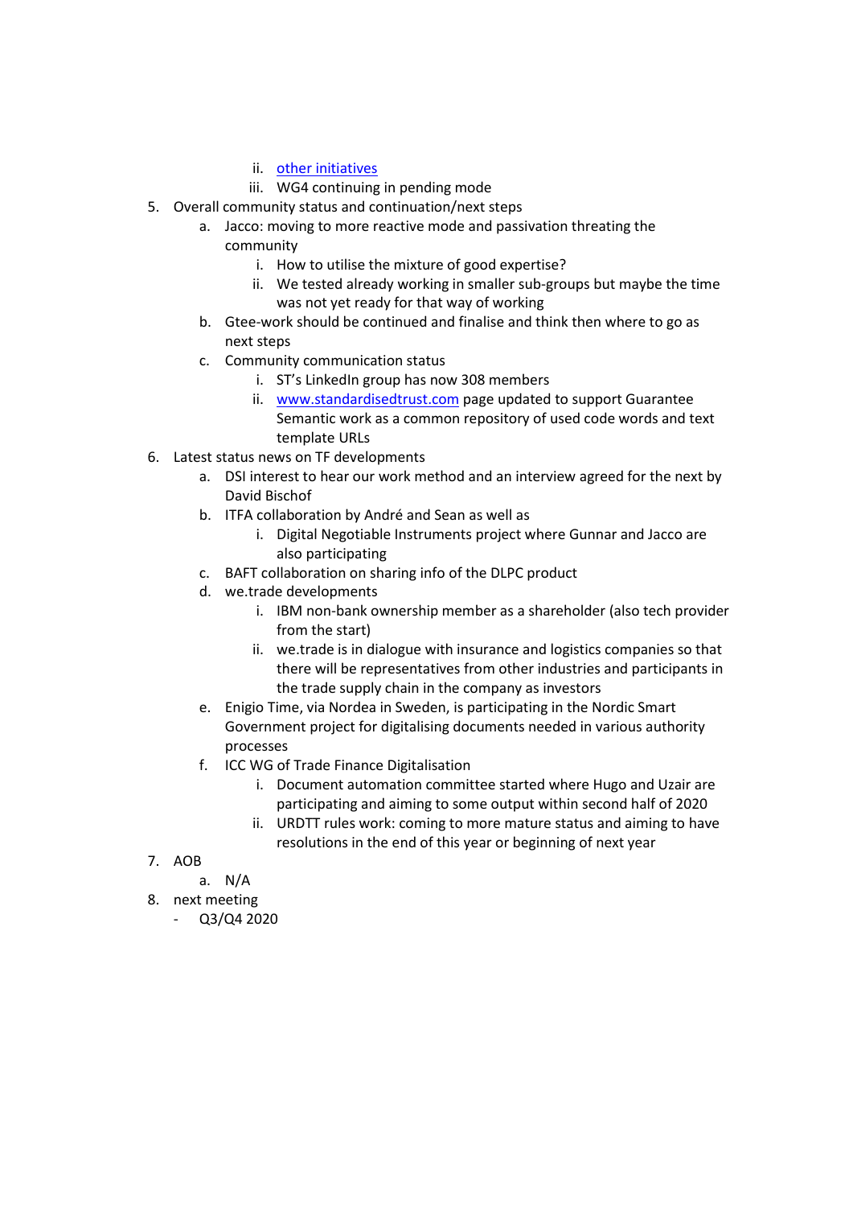ii. [other initiatives]
        iii. WG4 continuing in pending mode

5. Overall community status and continuation/next steps
    a. Jacco: moving to more reactive mode and passivation threating the community
        i. How to utilise the mixture of good expertise?
        ii. We tested already working in smaller sub-groups but maybe the time was not yet ready for that way of working
    b. Gtee-work should be continued and finalise and think then where to go as next steps
    c. Community communication status
        i. ST's LinkedIn group has now 308 members
        ii. www.standardisedtrust.com page updated to support Guarantee Semantic work as a common repository of used code words and text template URLs
6. Latest status news on TF developments
    a. DSI interest to hear our work method and an interview agreed for the next by David Bischof
    b. ITFA collaboration by André and Sean as well as
        i. Digital Negotiable Instruments project where Gunnar and Jacco are also participating
    c. BAFT collaboration on sharing info of the DLPC product
    d. we.trade developments
        i. IBM non-bank ownership member as a shareholder (also tech provider from the start)
        ii. we.trade is in dialogue with insurance and logistics companies so that there will be representatives from other industries and participants in the trade supply chain in the company as investors
    e. Enigio Time, via Nordea in Sweden, is participating in the Nordic Smart Government project for digitalising documents needed in various authority processes
    f. ICC WG of Trade Finance Digitalisation
        i. Document automation committee started where Hugo and Uzair are participating and aiming to some output within second half of 2020
        ii. URDTT rules work: coming to more mature status and aiming to have resolutions in the end of this year or beginning of next year
7. AOB
    a. N/A
8. next meeting
    - Q3/Q4 2020